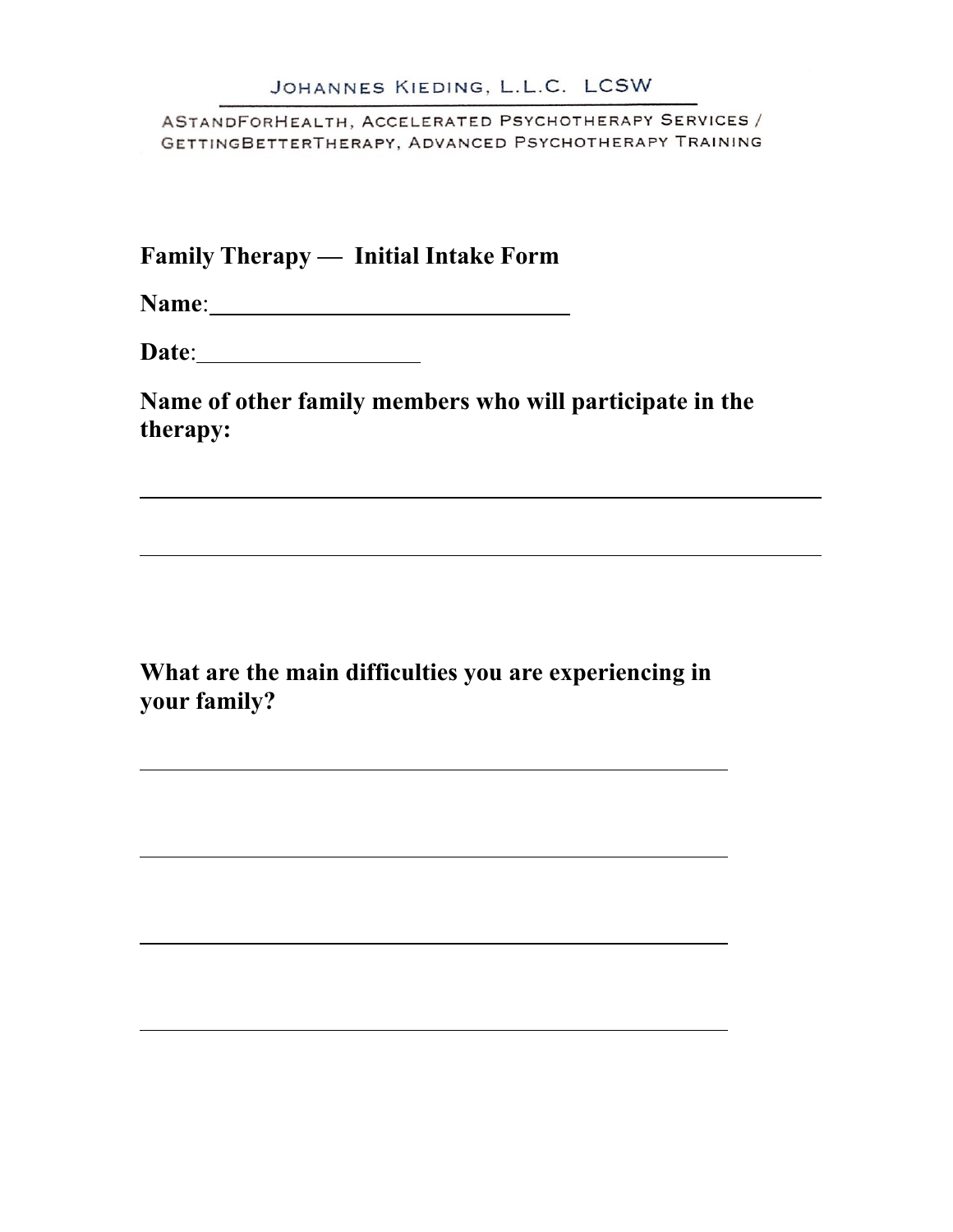JOHANNES KIEDING, L.L.C. LCSW

ASTANDFORHEALTH, ACCELERATED PSYCHOTHERAPY SERVICES / GETTINGBETTERTHERAPY, ADVANCED PSYCHOTHERAPY TRAINING

**Family Therapy — Initial Intake Form**

**Name**: ______________________________

**Date**: __________________

**Name of other family members who will participate in the therapy:**

__________________________________________________________

__________________________________________________________

**What are the main difficulties you are experiencing in your family?**

__________________________________________________

__________________________________________________

__________________________________________________

__________________________________________________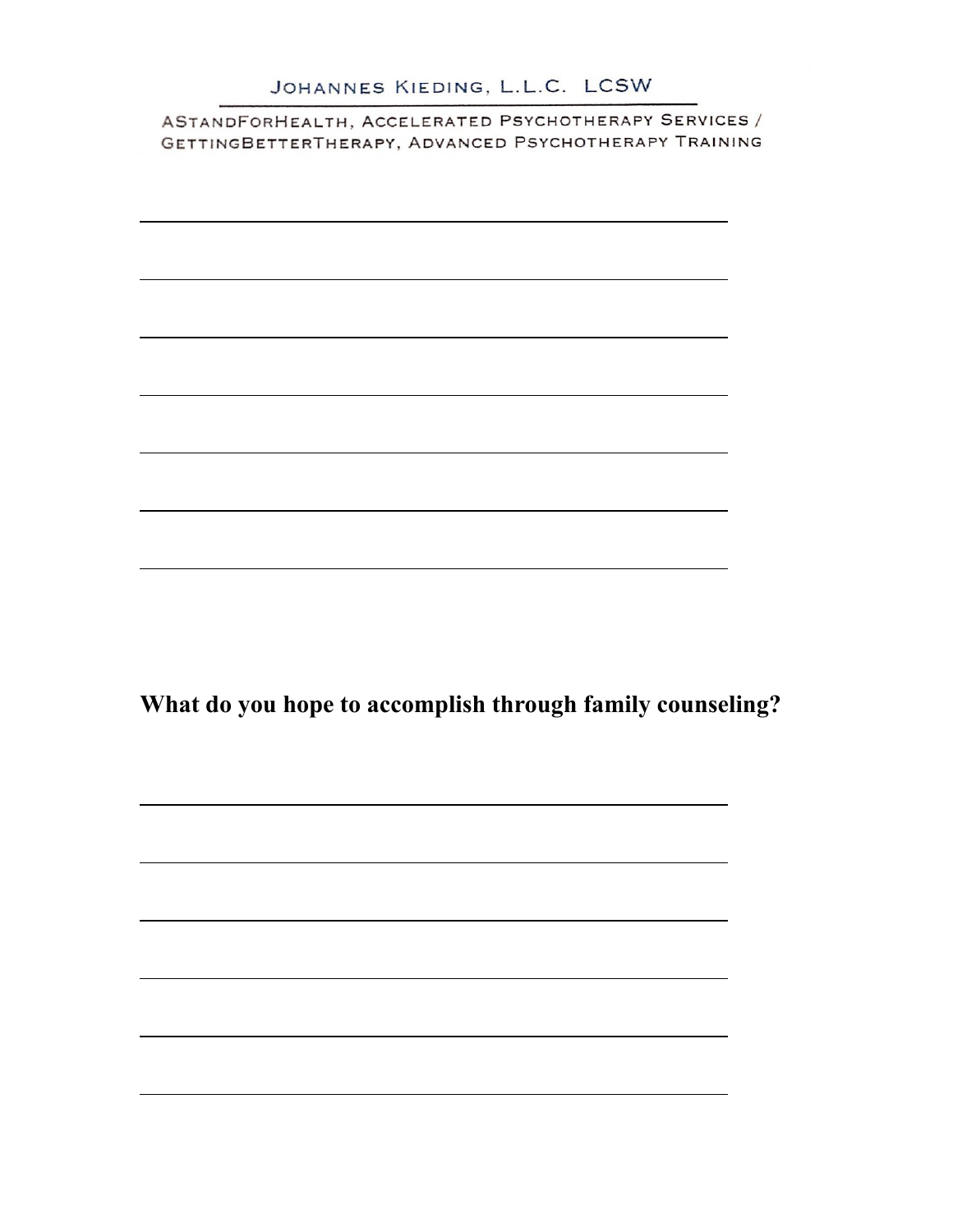What do you hope to accomplish through family counseling?

_______________________________________________

_______________________________________________

_______________________________________________

_______________________________________________

_______________________________________________

_______________________________________________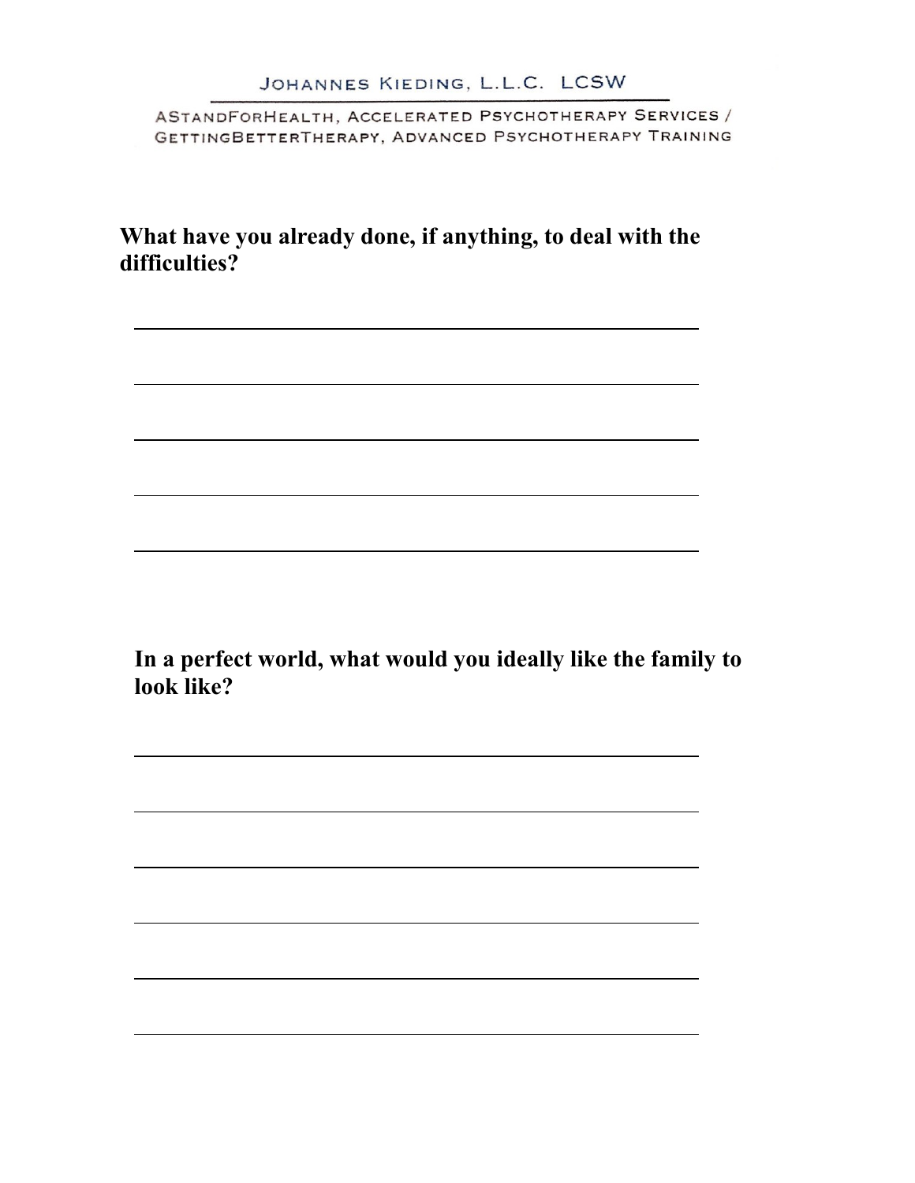**What have you already done, if anything, to deal with the difficulties?**

______________________________________________________

______________________________________________________

______________________________________________________

______________________________________________________

______________________________________________________

**In a perfect world, what would you ideally like the family to look like?**

______________________________________________________

______________________________________________________

______________________________________________________

______________________________________________________

______________________________________________________

______________________________________________________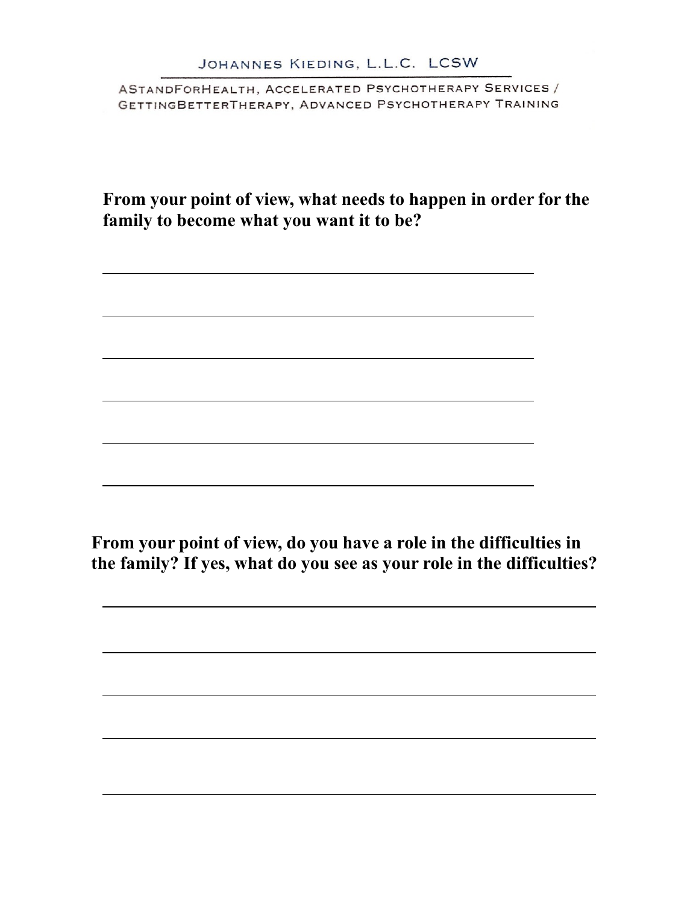**From your point of view, what needs to happen in order for the family to become what you want it to be?**

**From your point of view, do you have a role in the difficulties in the family? If yes, what do you see as your role in the difficulties?**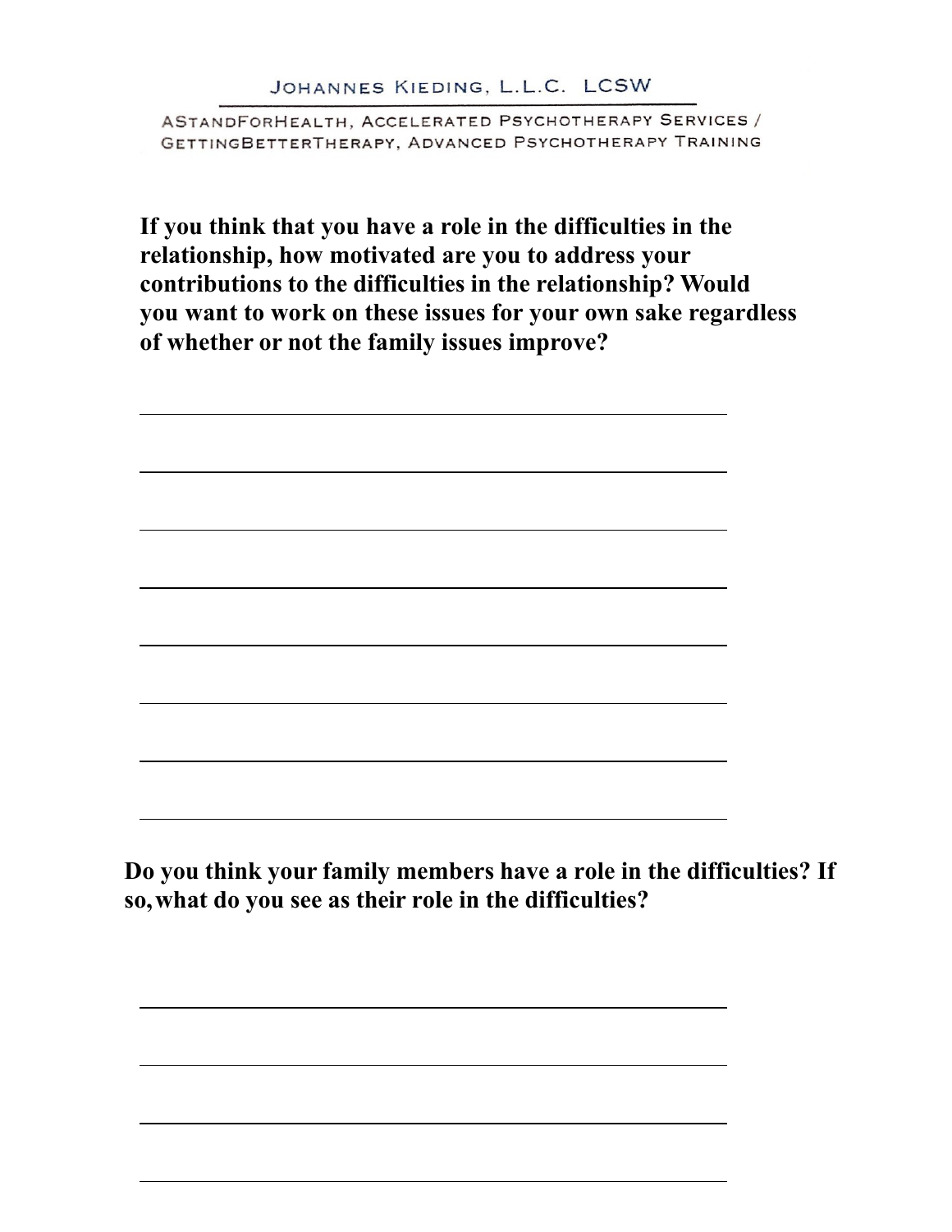**If you think that you have a role in the difficulties in the relationship, how motivated are you to address your contributions to the difficulties in the relationship? Would you want to work on these issues for your own sake regardless of whether or not the family issues improve?**

**Do you think your family members have a role in the difficulties? If so, what do you see as their role in the difficulties?**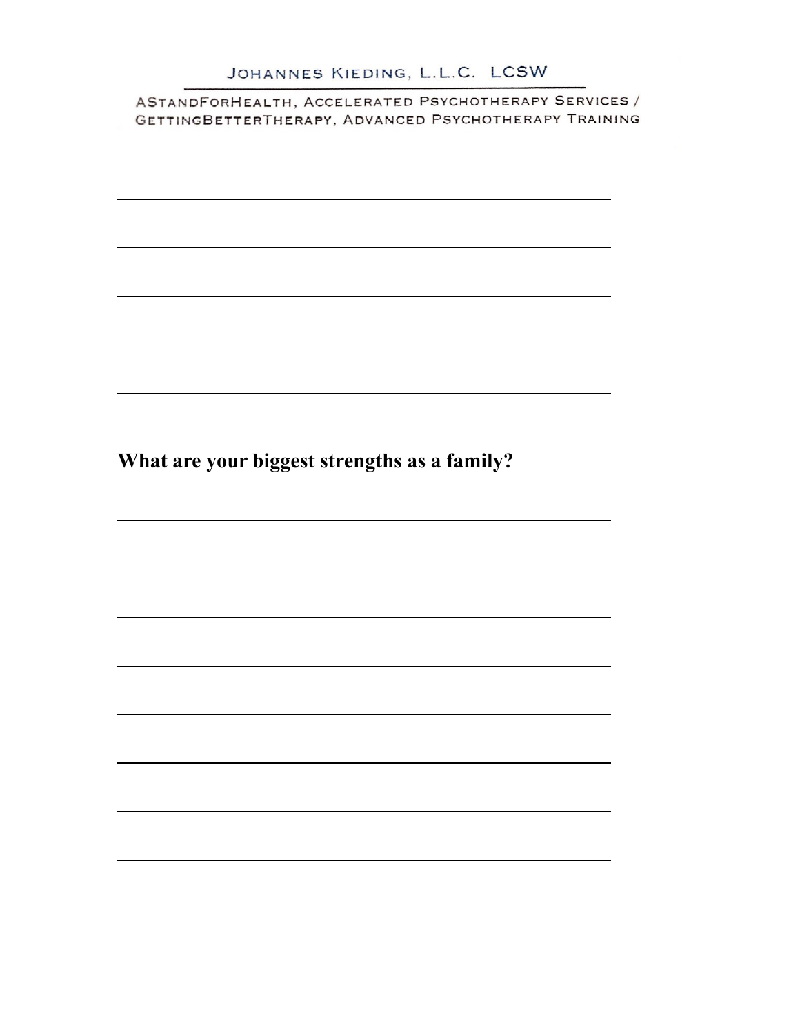**What are your biggest strengths as a family?**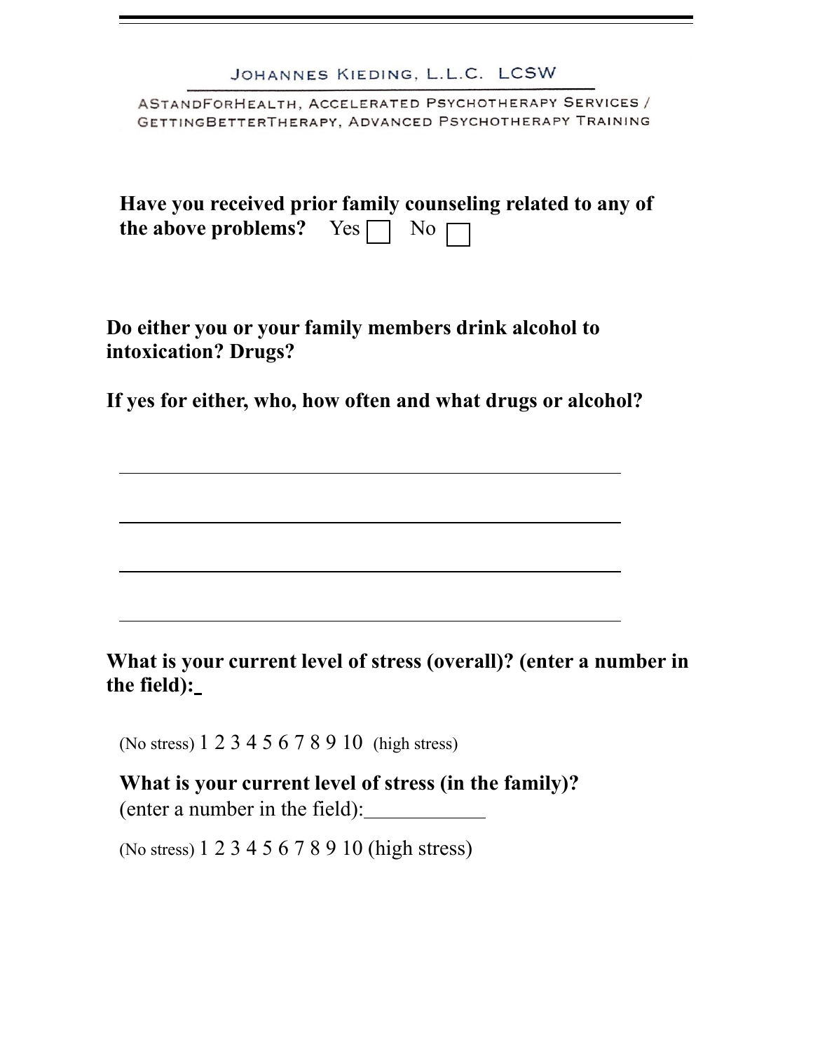Johannes Kieding, L.L.C. LCSW

AStandForHealth, Accelerated Psychotherapy Services / GettingBetterTherapy, Advanced Psychotherapy Training

**Have you received prior family counseling related to any of the above problems?** Yes ☐ No ☐

**Do either you or your family members drink alcohol to intoxication? Drugs?**

**If yes for either, who, how often and what drugs or alcohol?**

\_\_\_\_\_\_\_\_\_\_\_\_\_\_\_\_\_\_\_\_\_\_\_\_\_\_\_\_\_\_\_\_\_\_\_\_\_\_\_\_\_\_\_\_\_\_\_\_

\_\_\_\_\_\_\_\_\_\_\_\_\_\_\_\_\_\_\_\_\_\_\_\_\_\_\_\_\_\_\_\_\_\_\_\_\_\_\_\_\_\_\_\_\_\_\_\_

\_\_\_\_\_\_\_\_\_\_\_\_\_\_\_\_\_\_\_\_\_\_\_\_\_\_\_\_\_\_\_\_\_\_\_\_\_\_\_\_\_\_\_\_\_\_\_\_

\_\_\_\_\_\_\_\_\_\_\_\_\_\_\_\_\_\_\_\_\_\_\_\_\_\_\_\_\_\_\_\_\_\_\_\_\_\_\_\_\_\_\_\_\_\_\_\_

**What is your current level of stress (overall)? (enter a number in the field):** \_

(No stress) 1 2 3 4 5 6 7 8 9 10 (high stress)

**What is your current level of stress (in the family)?**
(enter a number in the field):\_\_\_\_\_\_\_\_\_\_\_\_

(No stress) 1 2 3 4 5 6 7 8 9 10 (high stress)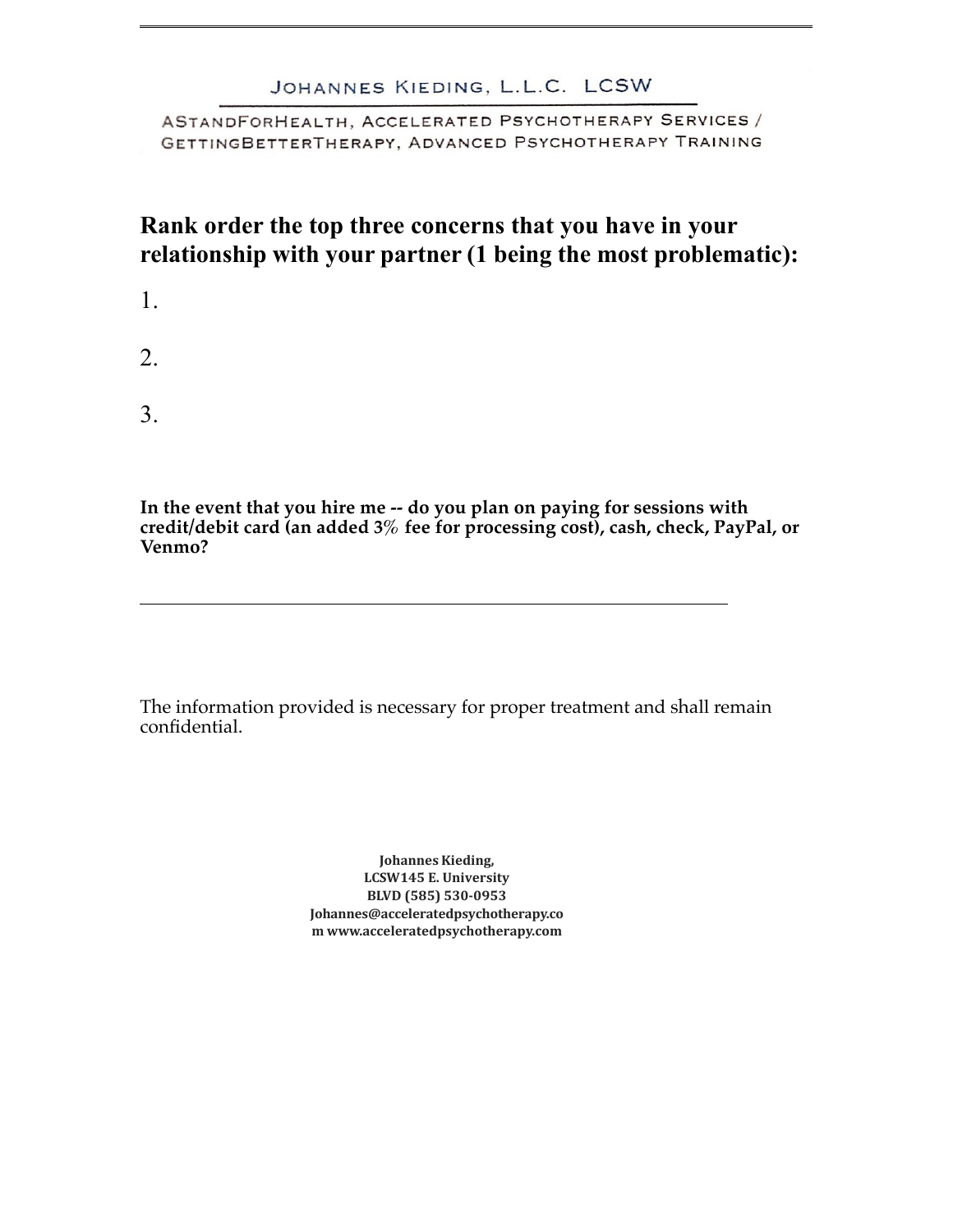JOHANNES KIEDING, L.L.C. LCSW

ASTANDFORHEALTH, ACCELERATED PSYCHOTHERAPY SERVICES / GETTINGBETTERTHERAPY, ADVANCED PSYCHOTHERAPY TRAINING

## Rank order the top three concerns that you have in your relationship with your partner (1 being the most problematic):

1.

2.

3.

**In the event that you hire me -- do you plan on paying for sessions with credit/debit card (an added 3% fee for processing cost), cash, check, PayPal, or Venmo?**

\_\_\_\_\_\_\_\_\_\_\_\_\_\_\_\_\_\_\_\_\_\_\_\_\_\_\_\_\_\_\_\_\_\_\_\_\_\_\_\_\_\_\_\_\_\_\_\_\_\_\_\_\_\_\_\_\_\_\_\_

The information provided is necessary for proper treatment and shall remain confidential.

**Johannes Kieding,
LCSW145 E. University
BLVD (585) 530-0953
Johannes@acceleratedpsychotherapy.co
m www.acceleratedpsychotherapy.com**